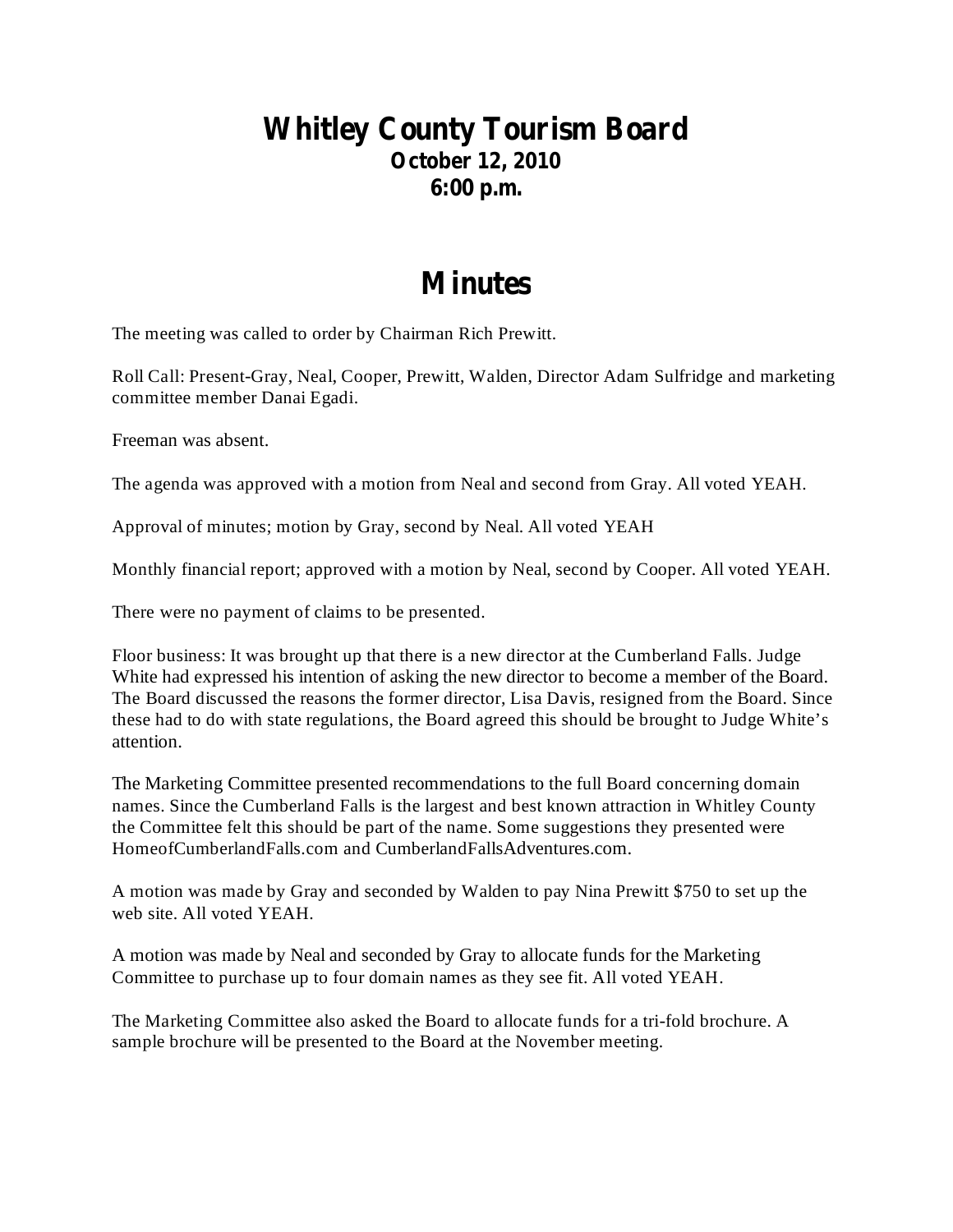# Whitley County Tourism Board

**October 12, 2010**

**6:00 p.m.**

# Minutes

The meeting was called to order by Chairman Rich Prewitt.

Roll Call: Present-Gray, Neal, Cooper, Prewitt, Walden, Director Adam Sulfridge and marketing committee member Danai Egadi.

Freeman was absent.

The agenda was approved with a motion from Neal and second from Gray. All voted YEAH.

Approval of minutes; motion by Gray, second by Neal. All voted YEAH

Monthly financial report; approved with a motion by Neal, second by Cooper. All voted YEAH.

There were no payment of claims to be presented.

Floor business: It was brought up that there is a new director at the Cumberland Falls. Judge White had expressed his intention of asking the new director to become a member of the Board. The Board discussed the reasons the former director, Lisa Davis, resigned from the Board. Since these had to do with state regulations, the Board agreed this should be brought to Judge White's attention.

The Marketing Committee presented recommendations to the full Board concerning domain names. Since the Cumberland Falls is the largest and best known attraction in Whitley County the Committee felt this should be part of the name. Some suggestions they presented were HomeofCumberlandFalls.com and CumberlandFallsAdventures.com.

A motion was made by Gray and seconded by Walden to pay Nina Prewitt $750 to set up the web site. All voted YEAH.

A motion was made by Neal and seconded by Gray to allocate funds for the Marketing Committee to purchase up to four domain names as they see fit. All voted YEAH.

The Marketing Committee also asked the Board to allocate funds for a tri-fold brochure. A sample brochure will be presented to the Board at the November meeting.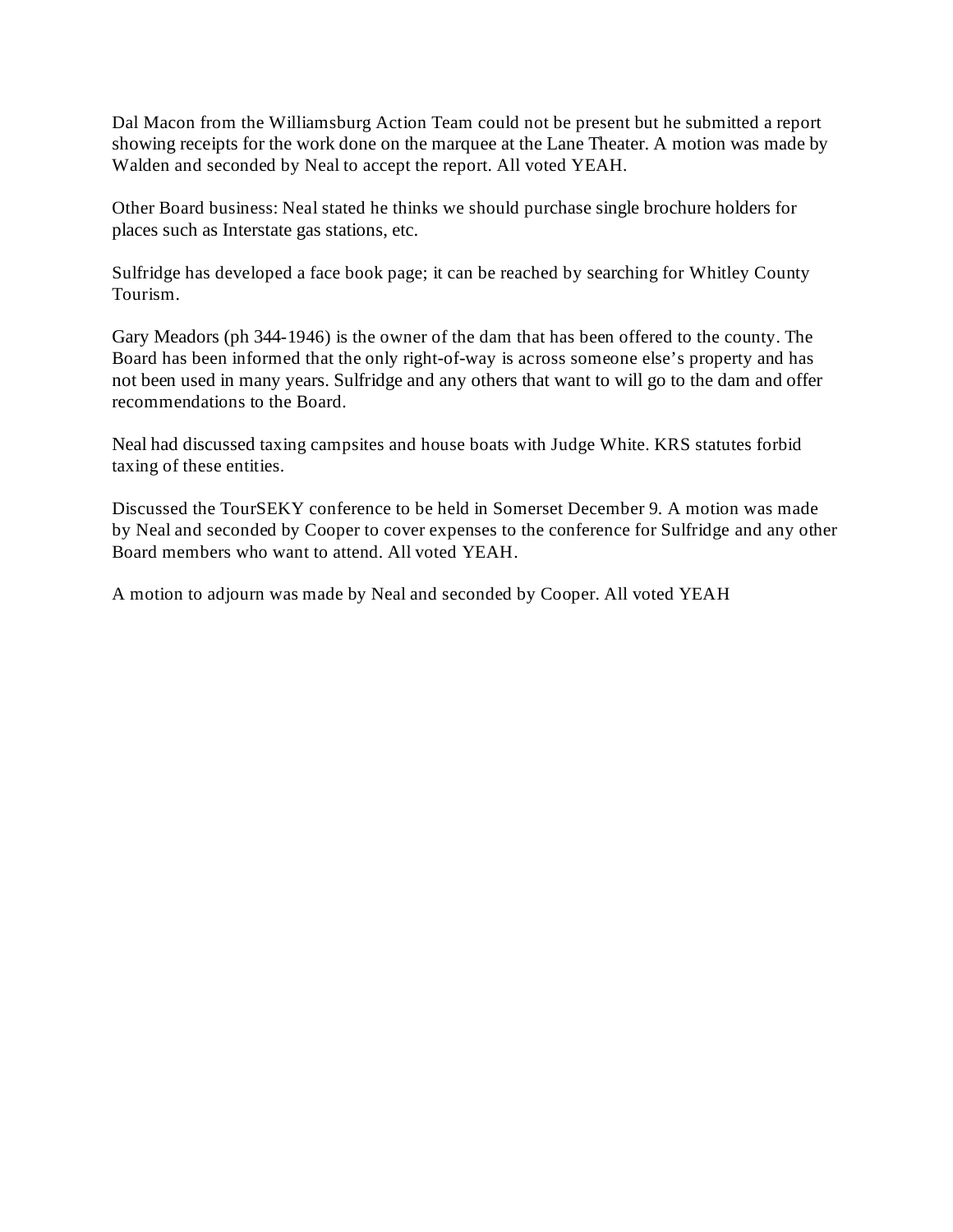Dal Macon from the Williamsburg Action Team could not be present but he submitted a report showing receipts for the work done on the marquee at the Lane Theater. A motion was made by Walden and seconded by Neal to accept the report. All voted YEAH.

Other Board business: Neal stated he thinks we should purchase single brochure holders for places such as Interstate gas stations, etc.

Sulfridge has developed a face book page; it can be reached by searching for Whitley County Tourism.

Gary Meadors (ph 344-1946) is the owner of the dam that has been offered to the county. The Board has been informed that the only right-of-way is across someone else's property and has not been used in many years. Sulfridge and any others that want to will go to the dam and offer recommendations to the Board.

Neal had discussed taxing campsites and house boats with Judge White. KRS statutes forbid taxing of these entities.

Discussed the TourSEKY conference to be held in Somerset December 9. A motion was made by Neal and seconded by Cooper to cover expenses to the conference for Sulfridge and any other Board members who want to attend. All voted YEAH.

A motion to adjourn was made by Neal and seconded by Cooper. All voted YEAH